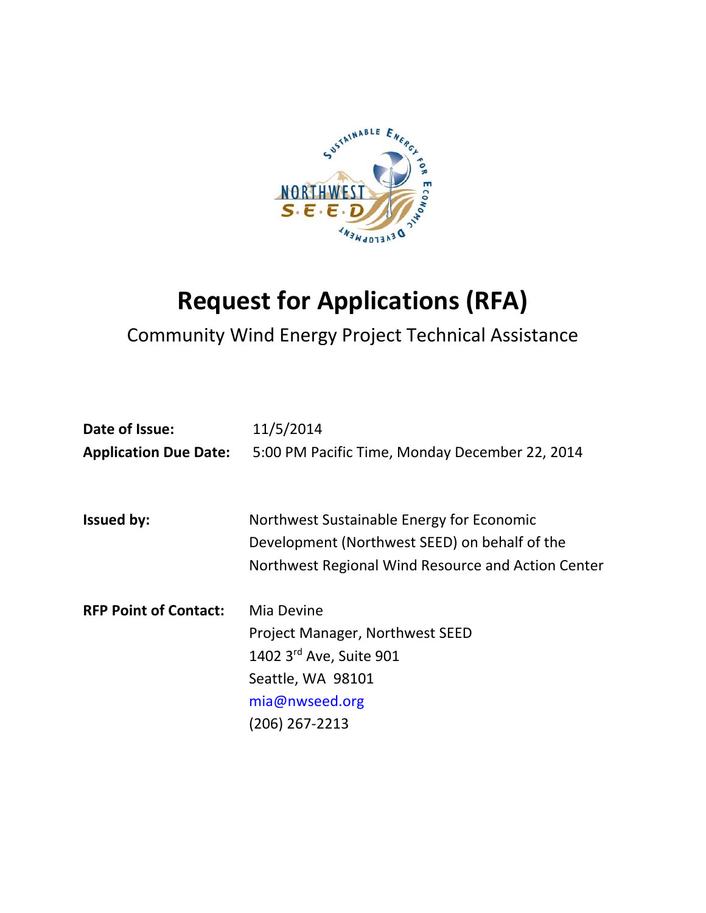# Request for Applications (RFA)

## Community Wind Energy Project Technical Assistance

**Date of Issue:** 11/5/2014

**Application Due Date:** 5:00 PM Pacific Time, Monday December 22, 2014

**Issued by:** Northwest Sustainable Energy for Economic Development (Northwest SEED) on behalf of the Northwest Regional Wind Resource and Action Center

**RFP Point of Contact:** Mia Devine
Project Manager, Northwest SEED
1402 3rd Ave, Suite 901
Seattle, WA 98101
mia@nwseed.org
(206) 267-2213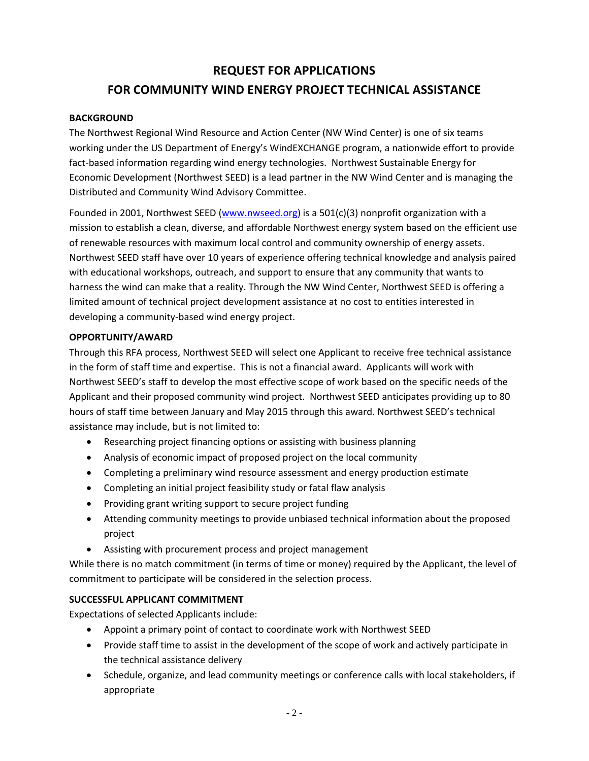# REQUEST FOR APPLICATIONS
# FOR COMMUNITY WIND ENERGY PROJECT TECHNICAL ASSISTANCE

**BACKGROUND**

The Northwest Regional Wind Resource and Action Center (NW Wind Center) is one of six teams working under the US Department of Energy's WindEXCHANGE program, a nationwide effort to provide fact-based information regarding wind energy technologies. Northwest Sustainable Energy for Economic Development (Northwest SEED) is a lead partner in the NW Wind Center and is managing the Distributed and Community Wind Advisory Committee.

Founded in 2001, Northwest SEED (www.nwseed.org) is a 501(c)(3) nonprofit organization with a mission to establish a clean, diverse, and affordable Northwest energy system based on the efficient use of renewable resources with maximum local control and community ownership of energy assets. Northwest SEED staff have over 10 years of experience offering technical knowledge and analysis paired with educational workshops, outreach, and support to ensure that any community that wants to harness the wind can make that a reality. Through the NW Wind Center, Northwest SEED is offering a limited amount of technical project development assistance at no cost to entities interested in developing a community-based wind energy project.

**OPPORTUNITY/AWARD**

Through this RFA process, Northwest SEED will select one Applicant to receive free technical assistance in the form of staff time and expertise. This is not a financial award. Applicants will work with Northwest SEED's staff to develop the most effective scope of work based on the specific needs of the Applicant and their proposed community wind project. Northwest SEED anticipates providing up to 80 hours of staff time between January and May 2015 through this award. Northwest SEED's technical assistance may include, but is not limited to:

- Researching project financing options or assisting with business planning
- Analysis of economic impact of proposed project on the local community
- Completing a preliminary wind resource assessment and energy production estimate
- Completing an initial project feasibility study or fatal flaw analysis
- Providing grant writing support to secure project funding
- Attending community meetings to provide unbiased technical information about the proposed project
- Assisting with procurement process and project management

While there is no match commitment (in terms of time or money) required by the Applicant, the level of commitment to participate will be considered in the selection process.

**SUCCESSFUL APPLICANT COMMITMENT**

Expectations of selected Applicants include:

- Appoint a primary point of contact to coordinate work with Northwest SEED
- Provide staff time to assist in the development of the scope of work and actively participate in the technical assistance delivery
- Schedule, organize, and lead community meetings or conference calls with local stakeholders, if appropriate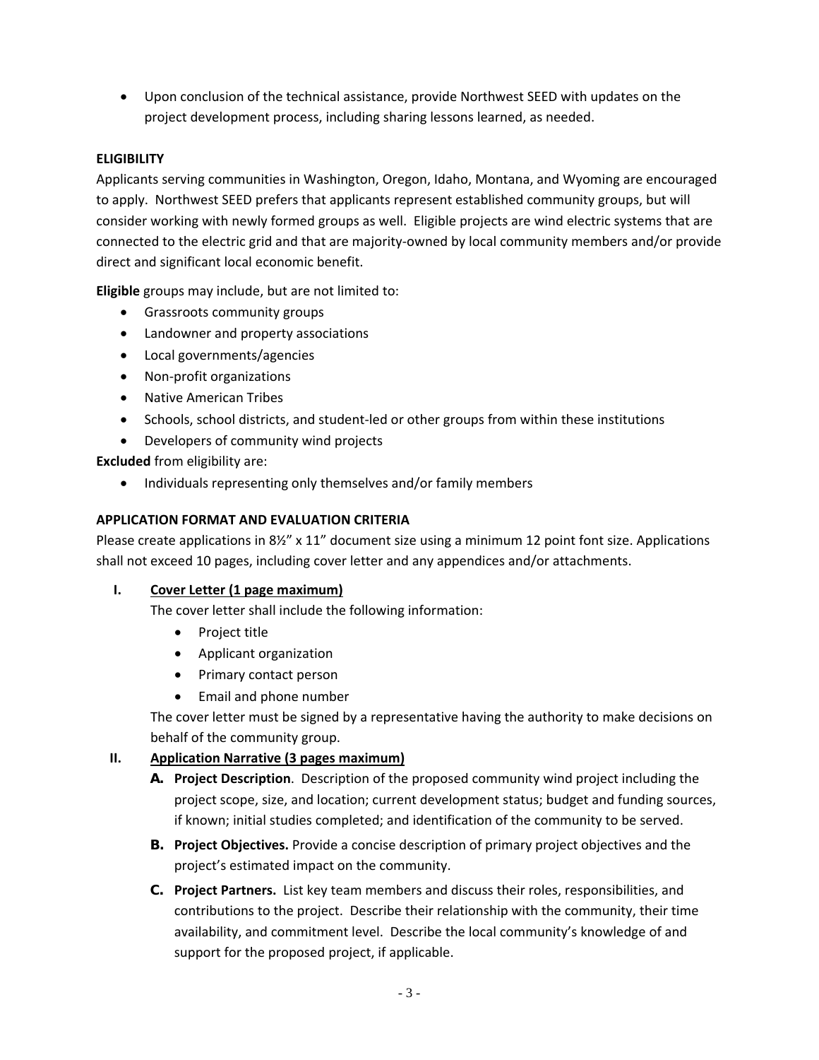- Upon conclusion of the technical assistance, provide Northwest SEED with updates on the project development process, including sharing lessons learned, as needed.

## ELIGIBILITY

Applicants serving communities in Washington, Oregon, Idaho, Montana, and Wyoming are encouraged to apply. Northwest SEED prefers that applicants represent established community groups, but will consider working with newly formed groups as well. Eligible projects are wind electric systems that are connected to the electric grid and that are majority-owned by local community members and/or provide direct and significant local economic benefit.

**Eligible** groups may include, but are not limited to:

- Grassroots community groups
- Landowner and property associations
- Local governments/agencies
- Non-profit organizations
- Native American Tribes
- Schools, school districts, and student-led or other groups from within these institutions
- Developers of community wind projects

**Excluded** from eligibility are:

- Individuals representing only themselves and/or family members

## APPLICATION FORMAT AND EVALUATION CRITERIA

Please create applications in 8½" x 11" document size using a minimum 12 point font size. Applications shall not exceed 10 pages, including cover letter and any appendices and/or attachments.

**I. <u>Cover Letter (1 page maximum)</u>**

The cover letter shall include the following information:

- Project title
- Applicant organization
- Primary contact person
- Email and phone number

The cover letter must be signed by a representative having the authority to make decisions on behalf of the community group.

**II. <u>Application Narrative (3 pages maximum)</u>**

**A. Project Description**. Description of the proposed community wind project including the project scope, size, and location; current development status; budget and funding sources, if known; initial studies completed; and identification of the community to be served.

**B. Project Objectives.** Provide a concise description of primary project objectives and the project's estimated impact on the community.

**C. Project Partners.** List key team members and discuss their roles, responsibilities, and contributions to the project. Describe their relationship with the community, their time availability, and commitment level. Describe the local community's knowledge of and support for the proposed project, if applicable.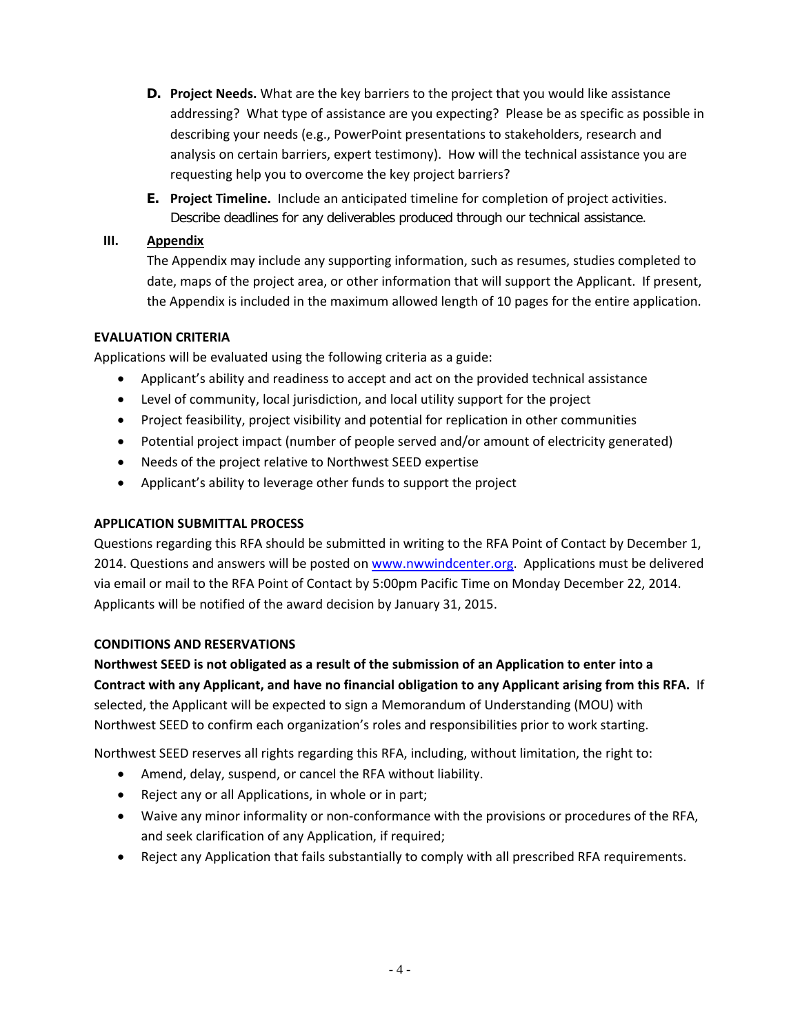**D. Project Needs.** What are the key barriers to the project that you would like assistance addressing? What type of assistance are you expecting? Please be as specific as possible in describing your needs (e.g., PowerPoint presentations to stakeholders, research and analysis on certain barriers, expert testimony). How will the technical assistance you are requesting help you to overcome the key project barriers?

**E. Project Timeline.** Include an anticipated timeline for completion of project activities. Describe deadlines for any deliverables produced through our technical assistance.

**III. <u>Appendix</u>**

The Appendix may include any supporting information, such as resumes, studies completed to date, maps of the project area, or other information that will support the Applicant. If present, the Appendix is included in the maximum allowed length of 10 pages for the entire application.

**EVALUATION CRITERIA**

Applications will be evaluated using the following criteria as a guide:

- Applicant's ability and readiness to accept and act on the provided technical assistance
- Level of community, local jurisdiction, and local utility support for the project
- Project feasibility, project visibility and potential for replication in other communities
- Potential project impact (number of people served and/or amount of electricity generated)
- Needs of the project relative to Northwest SEED expertise
- Applicant's ability to leverage other funds to support the project

**APPLICATION SUBMITTAL PROCESS**

Questions regarding this RFA should be submitted in writing to the RFA Point of Contact by December 1, 2014. Questions and answers will be posted on www.nwwindcenter.org. Applications must be delivered via email or mail to the RFA Point of Contact by 5:00pm Pacific Time on Monday December 22, 2014. Applicants will be notified of the award decision by January 31, 2015.

**CONDITIONS AND RESERVATIONS**

**Northwest SEED is not obligated as a result of the submission of an Application to enter into a Contract with any Applicant, and have no financial obligation to any Applicant arising from this RFA.** If selected, the Applicant will be expected to sign a Memorandum of Understanding (MOU) with Northwest SEED to confirm each organization's roles and responsibilities prior to work starting.

Northwest SEED reserves all rights regarding this RFA, including, without limitation, the right to:

- Amend, delay, suspend, or cancel the RFA without liability.
- Reject any or all Applications, in whole or in part;
- Waive any minor informality or non-conformance with the provisions or procedures of the RFA, and seek clarification of any Application, if required;
- Reject any Application that fails substantially to comply with all prescribed RFA requirements.